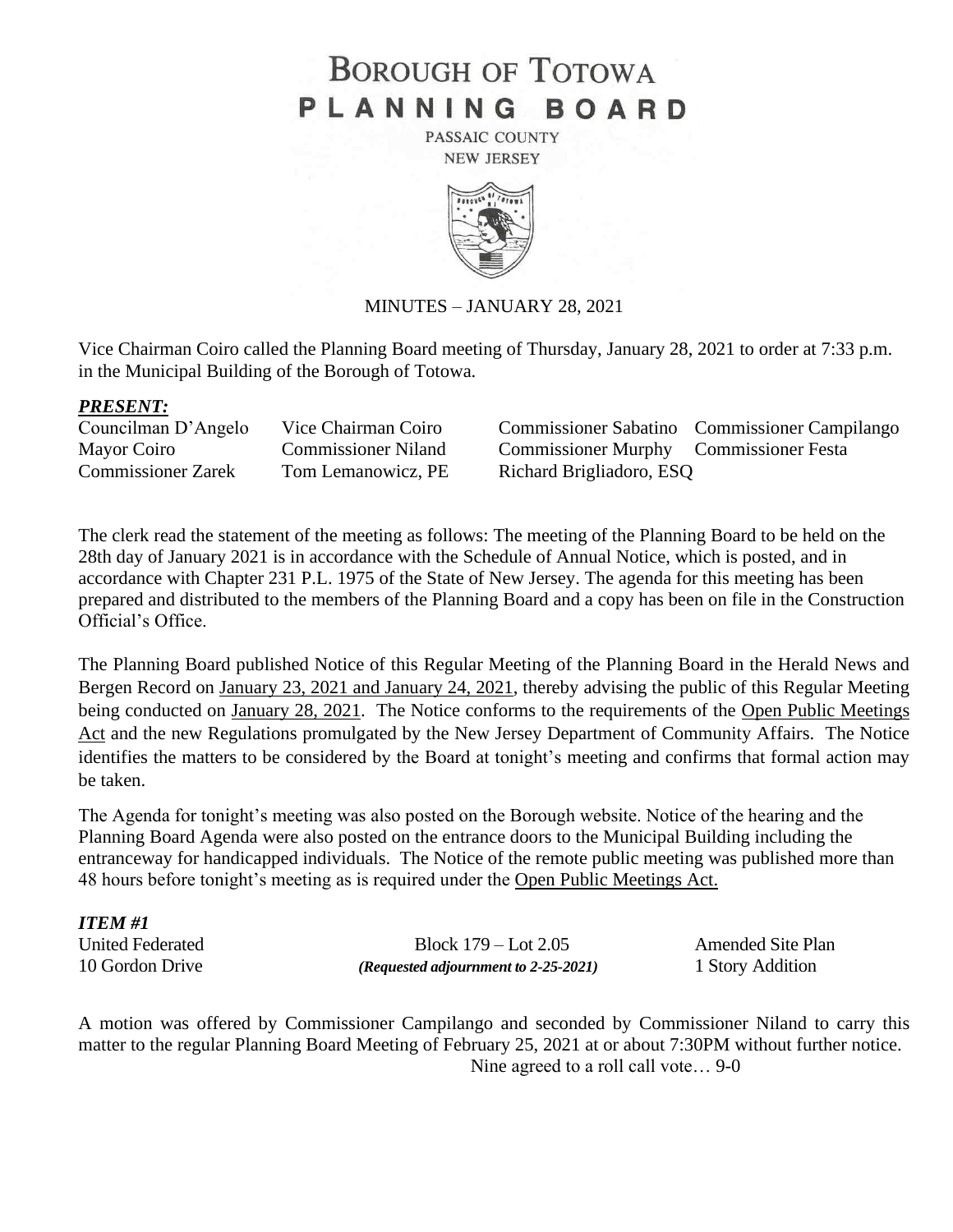# BOROUGH OF TOTOWA
# PLANNING BOARD

PASSAIC COUNTY
NEW JERSEY

MINUTES – JANUARY 28, 2021

Vice Chairman Coiro called the Planning Board meeting of Thursday, January 28, 2021 to order at 7:33 p.m. in the Municipal Building of the Borough of Totowa.

***PRESENT:***

| | | | |
|---|---|---|---|
| Councilman D'Angelo | Vice Chairman Coiro | Commissioner Sabatino | Commissioner Campilango |
| Mayor Coiro | Commissioner Niland | Commissioner Murphy | Commissioner Festa |
| Commissioner Zarek | Tom Lemanowicz, PE | Richard Brigliadoro, ESQ | |

The clerk read the statement of the meeting as follows: The meeting of the Planning Board to be held on the 28th day of January 2021 is in accordance with the Schedule of Annual Notice, which is posted, and in accordance with Chapter 231 P.L. 1975 of the State of New Jersey. The agenda for this meeting has been prepared and distributed to the members of the Planning Board and a copy has been on file in the Construction Official's Office.

The Planning Board published Notice of this Regular Meeting of the Planning Board in the Herald News and Bergen Record on January 23, 2021 and January 24, 2021, thereby advising the public of this Regular Meeting being conducted on January 28, 2021. The Notice conforms to the requirements of the Open Public Meetings Act and the new Regulations promulgated by the New Jersey Department of Community Affairs. The Notice identifies the matters to be considered by the Board at tonight's meeting and confirms that formal action may be taken.

The Agenda for tonight's meeting was also posted on the Borough website. Notice of the hearing and the Planning Board Agenda were also posted on the entrance doors to the Municipal Building including the entranceway for handicapped individuals. The Notice of the remote public meeting was published more than 48 hours before tonight's meeting as is required under the Open Public Meetings Act.

***ITEM #1***

| | | |
|---|---|---|
| United Federated | Block 179 – Lot 2.05 | Amended Site Plan |
| 10 Gordon Drive | *(Requested adjournment to 2-25-2021)* | 1 Story Addition |

A motion was offered by Commissioner Campilango and seconded by Commissioner Niland to carry this matter to the regular Planning Board Meeting of February 25, 2021 at or about 7:30PM without further notice.

Nine agreed to a roll call vote… 9-0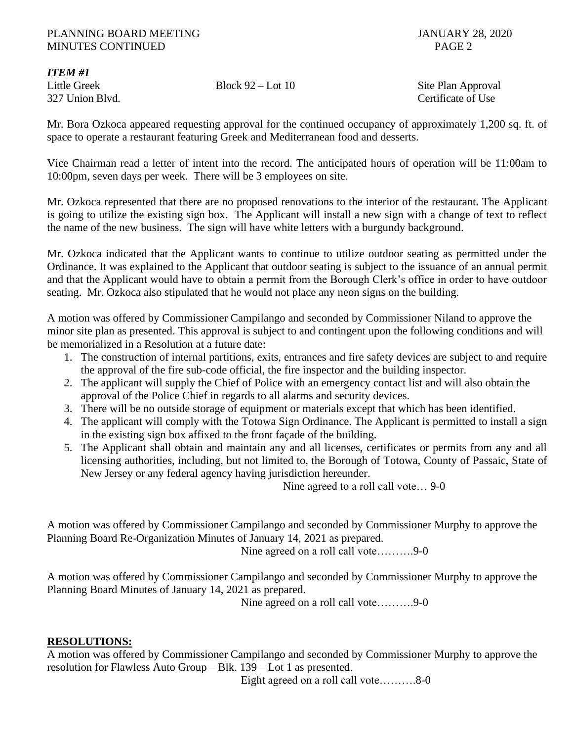***ITEM #1***

Little Greek — Block 92 – Lot 10 — Site Plan Approval
327 Union Blvd. — Certificate of Use

Mr. Bora Ozkoca appeared requesting approval for the continued occupancy of approximately 1,200 sq. ft. of space to operate a restaurant featuring Greek and Mediterranean food and desserts.

Vice Chairman read a letter of intent into the record. The anticipated hours of operation will be 11:00am to 10:00pm, seven days per week. There will be 3 employees on site.

Mr. Ozkoca represented that there are no proposed renovations to the interior of the restaurant. The Applicant is going to utilize the existing sign box. The Applicant will install a new sign with a change of text to reflect the name of the new business. The sign will have white letters with a burgundy background.

Mr. Ozkoca indicated that the Applicant wants to continue to utilize outdoor seating as permitted under the Ordinance. It was explained to the Applicant that outdoor seating is subject to the issuance of an annual permit and that the Applicant would have to obtain a permit from the Borough Clerk's office in order to have outdoor seating. Mr. Ozkoca also stipulated that he would not place any neon signs on the building.

A motion was offered by Commissioner Campilango and seconded by Commissioner Niland to approve the minor site plan as presented. This approval is subject to and contingent upon the following conditions and will be memorialized in a Resolution at a future date:

1. The construction of internal partitions, exits, entrances and fire safety devices are subject to and require the approval of the fire sub-code official, the fire inspector and the building inspector.
2. The applicant will supply the Chief of Police with an emergency contact list and will also obtain the approval of the Police Chief in regards to all alarms and security devices.
3. There will be no outside storage of equipment or materials except that which has been identified.
4. The applicant will comply with the Totowa Sign Ordinance. The Applicant is permitted to install a sign in the existing sign box affixed to the front façade of the building.
5. The Applicant shall obtain and maintain any and all licenses, certificates or permits from any and all licensing authorities, including, but not limited to, the Borough of Totowa, County of Passaic, State of New Jersey or any federal agency having jurisdiction hereunder.

Nine agreed to a roll call vote… 9-0

A motion was offered by Commissioner Campilango and seconded by Commissioner Murphy to approve the Planning Board Re-Organization Minutes of January 14, 2021 as prepared.

Nine agreed on a roll call vote……….9-0

A motion was offered by Commissioner Campilango and seconded by Commissioner Murphy to approve the Planning Board Minutes of January 14, 2021 as prepared.

Nine agreed on a roll call vote……….9-0

**RESOLUTIONS:**

A motion was offered by Commissioner Campilango and seconded by Commissioner Murphy to approve the resolution for Flawless Auto Group – Blk. 139 – Lot 1 as presented.

Eight agreed on a roll call vote……….8-0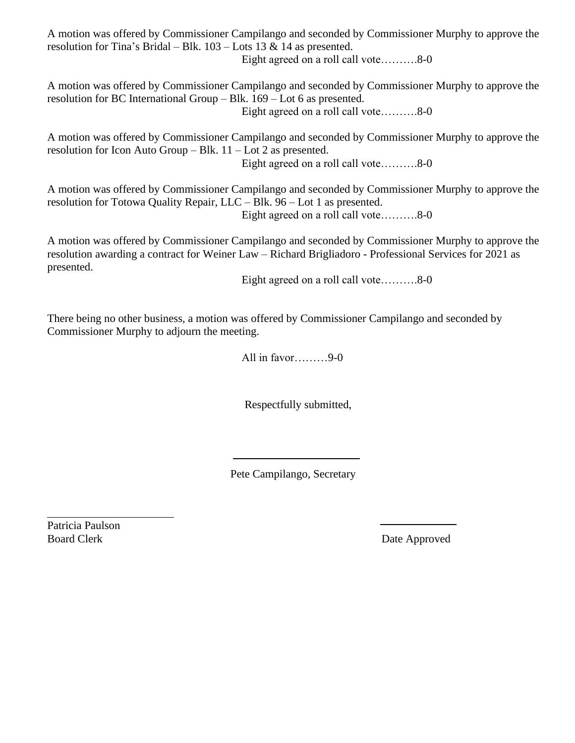A motion was offered by Commissioner Campilango and seconded by Commissioner Murphy to approve the resolution for Tina's Bridal – Blk. 103 – Lots 13 & 14 as presented.

Eight agreed on a roll call vote……….8-0

A motion was offered by Commissioner Campilango and seconded by Commissioner Murphy to approve the resolution for BC International Group – Blk. 169 – Lot 6 as presented.

Eight agreed on a roll call vote……….8-0

A motion was offered by Commissioner Campilango and seconded by Commissioner Murphy to approve the resolution for Icon Auto Group – Blk. 11 – Lot 2 as presented.

Eight agreed on a roll call vote……….8-0

A motion was offered by Commissioner Campilango and seconded by Commissioner Murphy to approve the resolution for Totowa Quality Repair, LLC – Blk. 96 – Lot 1 as presented.

Eight agreed on a roll call vote……….8-0

A motion was offered by Commissioner Campilango and seconded by Commissioner Murphy to approve the resolution awarding a contract for Weiner Law – Richard Brigliadoro - Professional Services for 2021 as presented.

Eight agreed on a roll call vote……….8-0

There being no other business, a motion was offered by Commissioner Campilango and seconded by Commissioner Murphy to adjourn the meeting.

All in favor………9-0

Respectfully submitted,

Pete Campilango, Secretary

Patricia Paulson
Board Clerk

Date Approved